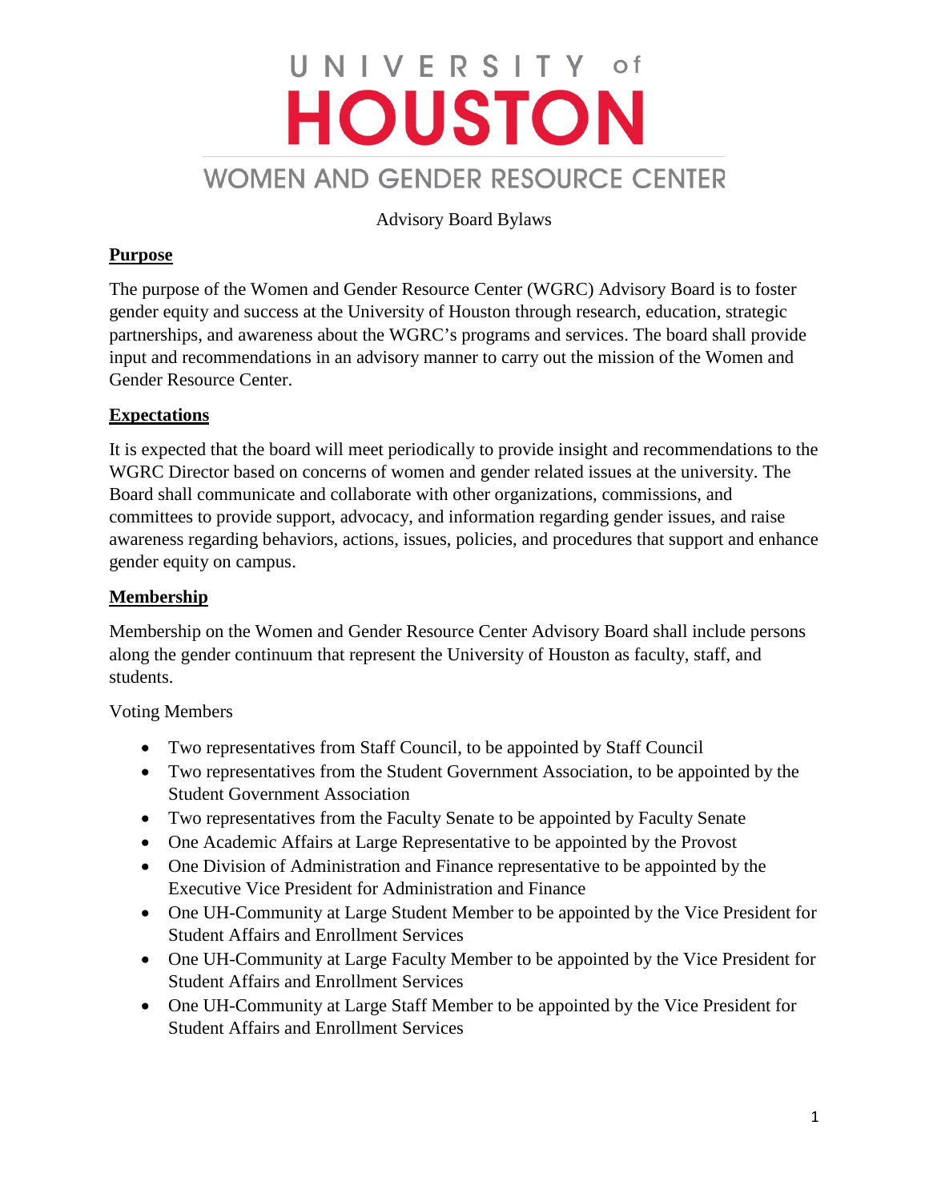# UNIVERSITY of HOUSTON

## WOMEN AND GENDER RESOURCE CENTER

Advisory Board Bylaws

**Purpose**

The purpose of the Women and Gender Resource Center (WGRC) Advisory Board is to foster gender equity and success at the University of Houston through research, education, strategic partnerships, and awareness about the WGRC's programs and services. The board shall provide input and recommendations in an advisory manner to carry out the mission of the Women and Gender Resource Center.

**Expectations**

It is expected that the board will meet periodically to provide insight and recommendations to the WGRC Director based on concerns of women and gender related issues at the university. The Board shall communicate and collaborate with other organizations, commissions, and committees to provide support, advocacy, and information regarding gender issues, and raise awareness regarding behaviors, actions, issues, policies, and procedures that support and enhance gender equity on campus.

**Membership**

Membership on the Women and Gender Resource Center Advisory Board shall include persons along the gender continuum that represent the University of Houston as faculty, staff, and students.

Voting Members

- Two representatives from Staff Council, to be appointed by Staff Council
- Two representatives from the Student Government Association, to be appointed by the Student Government Association
- Two representatives from the Faculty Senate to be appointed by Faculty Senate
- One Academic Affairs at Large Representative to be appointed by the Provost
- One Division of Administration and Finance representative to be appointed by the Executive Vice President for Administration and Finance
- One UH-Community at Large Student Member to be appointed by the Vice President for Student Affairs and Enrollment Services
- One UH-Community at Large Faculty Member to be appointed by the Vice President for Student Affairs and Enrollment Services
- One UH-Community at Large Staff Member to be appointed by the Vice President for Student Affairs and Enrollment Services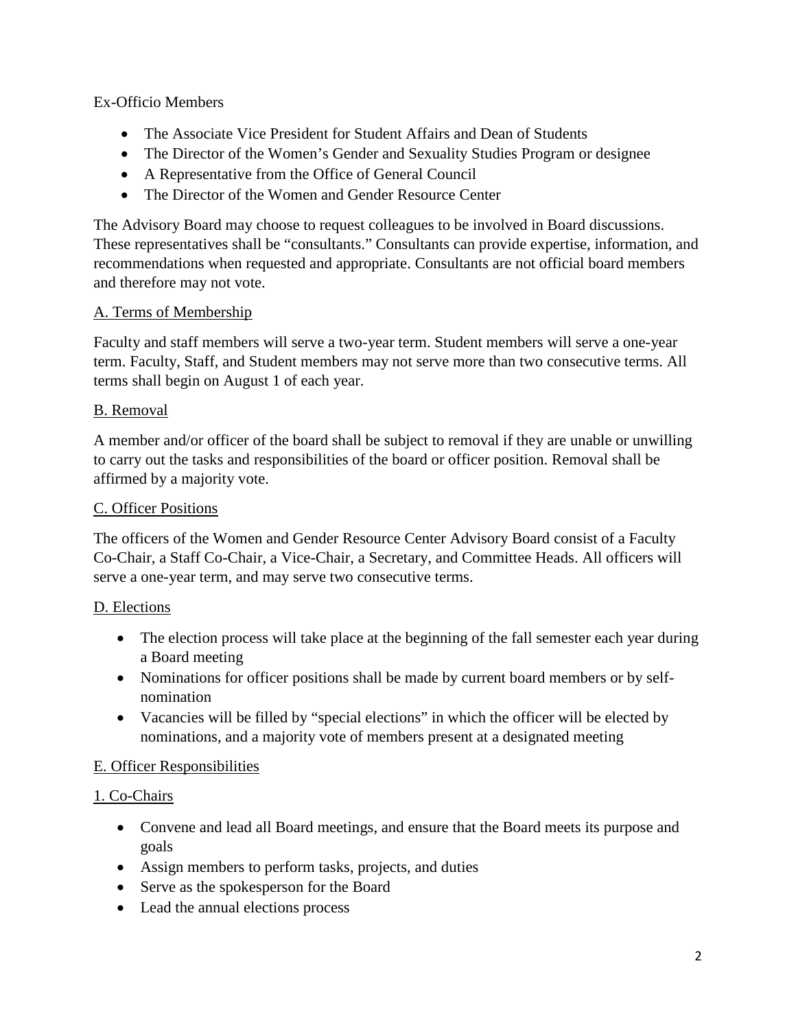Ex-Officio Members

- The Associate Vice President for Student Affairs and Dean of Students
- The Director of the Women's Gender and Sexuality Studies Program or designee
- A Representative from the Office of General Council
- The Director of the Women and Gender Resource Center

The Advisory Board may choose to request colleagues to be involved in Board discussions. These representatives shall be "consultants." Consultants can provide expertise, information, and recommendations when requested and appropriate. Consultants are not official board members and therefore may not vote.

A. Terms of Membership

Faculty and staff members will serve a two-year term. Student members will serve a one-year term. Faculty, Staff, and Student members may not serve more than two consecutive terms. All terms shall begin on August 1 of each year.

B. Removal

A member and/or officer of the board shall be subject to removal if they are unable or unwilling to carry out the tasks and responsibilities of the board or officer position. Removal shall be affirmed by a majority vote.

C. Officer Positions

The officers of the Women and Gender Resource Center Advisory Board consist of a Faculty Co-Chair, a Staff Co-Chair, a Vice-Chair, a Secretary, and Committee Heads. All officers will serve a one-year term, and may serve two consecutive terms.

D. Elections

- The election process will take place at the beginning of the fall semester each year during a Board meeting
- Nominations for officer positions shall be made by current board members or by self-nomination
- Vacancies will be filled by "special elections" in which the officer will be elected by nominations, and a majority vote of members present at a designated meeting

E. Officer Responsibilities

1. Co-Chairs

- Convene and lead all Board meetings, and ensure that the Board meets its purpose and goals
- Assign members to perform tasks, projects, and duties
- Serve as the spokesperson for the Board
- Lead the annual elections process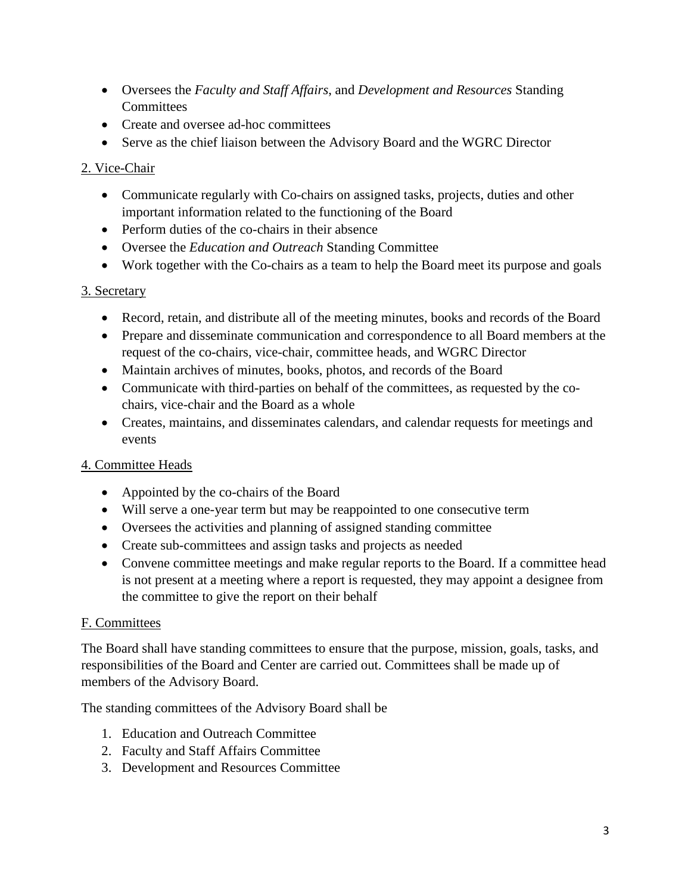- Oversees the *Faculty and Staff Affairs*, and *Development and Resources* Standing Committees
- Create and oversee ad-hoc committees
- Serve as the chief liaison between the Advisory Board and the WGRC Director

2. Vice-Chair

- Communicate regularly with Co-chairs on assigned tasks, projects, duties and other important information related to the functioning of the Board
- Perform duties of the co-chairs in their absence
- Oversee the *Education and Outreach* Standing Committee
- Work together with the Co-chairs as a team to help the Board meet its purpose and goals

3. Secretary

- Record, retain, and distribute all of the meeting minutes, books and records of the Board
- Prepare and disseminate communication and correspondence to all Board members at the request of the co-chairs, vice-chair, committee heads, and WGRC Director
- Maintain archives of minutes, books, photos, and records of the Board
- Communicate with third-parties on behalf of the committees, as requested by the co-chairs, vice-chair and the Board as a whole
- Creates, maintains, and disseminates calendars, and calendar requests for meetings and events

4. Committee Heads

- Appointed by the co-chairs of the Board
- Will serve a one-year term but may be reappointed to one consecutive term
- Oversees the activities and planning of assigned standing committee
- Create sub-committees and assign tasks and projects as needed
- Convene committee meetings and make regular reports to the Board. If a committee head is not present at a meeting where a report is requested, they may appoint a designee from the committee to give the report on their behalf

F. Committees

The Board shall have standing committees to ensure that the purpose, mission, goals, tasks, and responsibilities of the Board and Center are carried out. Committees shall be made up of members of the Advisory Board.

The standing committees of the Advisory Board shall be

1. Education and Outreach Committee
2. Faculty and Staff Affairs Committee
3. Development and Resources Committee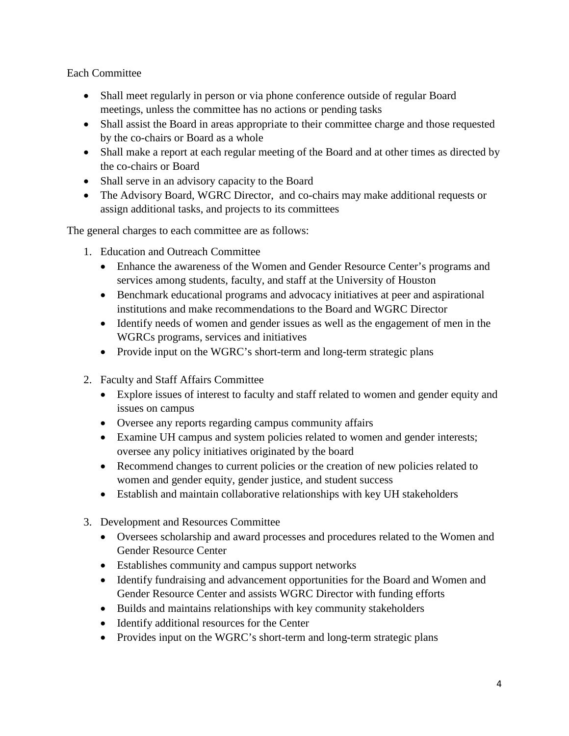Each Committee

- Shall meet regularly in person or via phone conference outside of regular Board meetings, unless the committee has no actions or pending tasks
- Shall assist the Board in areas appropriate to their committee charge and those requested by the co-chairs or Board as a whole
- Shall make a report at each regular meeting of the Board and at other times as directed by the co-chairs or Board
- Shall serve in an advisory capacity to the Board
- The Advisory Board, WGRC Director, and co-chairs may make additional requests or assign additional tasks, and projects to its committees

The general charges to each committee are as follows:

1. Education and Outreach Committee
   - Enhance the awareness of the Women and Gender Resource Center's programs and services among students, faculty, and staff at the University of Houston
   - Benchmark educational programs and advocacy initiatives at peer and aspirational institutions and make recommendations to the Board and WGRC Director
   - Identify needs of women and gender issues as well as the engagement of men in the WGRCs programs, services and initiatives
   - Provide input on the WGRC's short-term and long-term strategic plans

2. Faculty and Staff Affairs Committee
   - Explore issues of interest to faculty and staff related to women and gender equity and issues on campus
   - Oversee any reports regarding campus community affairs
   - Examine UH campus and system policies related to women and gender interests; oversee any policy initiatives originated by the board
   - Recommend changes to current policies or the creation of new policies related to women and gender equity, gender justice, and student success
   - Establish and maintain collaborative relationships with key UH stakeholders

3. Development and Resources Committee
   - Oversees scholarship and award processes and procedures related to the Women and Gender Resource Center
   - Establishes community and campus support networks
   - Identify fundraising and advancement opportunities for the Board and Women and Gender Resource Center and assists WGRC Director with funding efforts
   - Builds and maintains relationships with key community stakeholders
   - Identify additional resources for the Center
   - Provides input on the WGRC's short-term and long-term strategic plans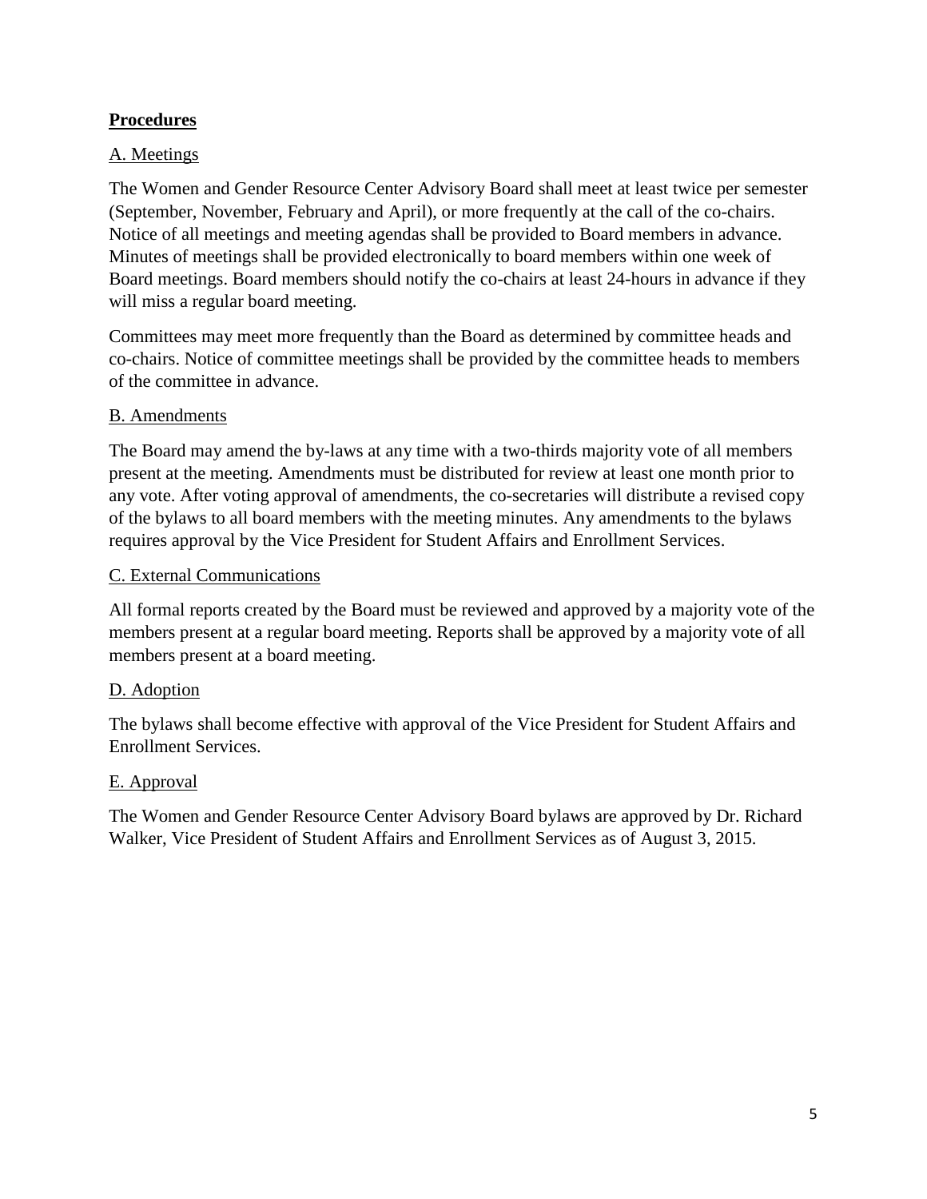**Procedures**

A. Meetings

The Women and Gender Resource Center Advisory Board shall meet at least twice per semester (September, November, February and April), or more frequently at the call of the co-chairs. Notice of all meetings and meeting agendas shall be provided to Board members in advance. Minutes of meetings shall be provided electronically to board members within one week of Board meetings. Board members should notify the co-chairs at least 24-hours in advance if they will miss a regular board meeting.

Committees may meet more frequently than the Board as determined by committee heads and co-chairs. Notice of committee meetings shall be provided by the committee heads to members of the committee in advance.

B. Amendments

The Board may amend the by-laws at any time with a two-thirds majority vote of all members present at the meeting. Amendments must be distributed for review at least one month prior to any vote. After voting approval of amendments, the co-secretaries will distribute a revised copy of the bylaws to all board members with the meeting minutes. Any amendments to the bylaws requires approval by the Vice President for Student Affairs and Enrollment Services.

C. External Communications

All formal reports created by the Board must be reviewed and approved by a majority vote of the members present at a regular board meeting. Reports shall be approved by a majority vote of all members present at a board meeting.

D. Adoption

The bylaws shall become effective with approval of the Vice President for Student Affairs and Enrollment Services.

E. Approval

The Women and Gender Resource Center Advisory Board bylaws are approved by Dr. Richard Walker, Vice President of Student Affairs and Enrollment Services as of August 3, 2015.